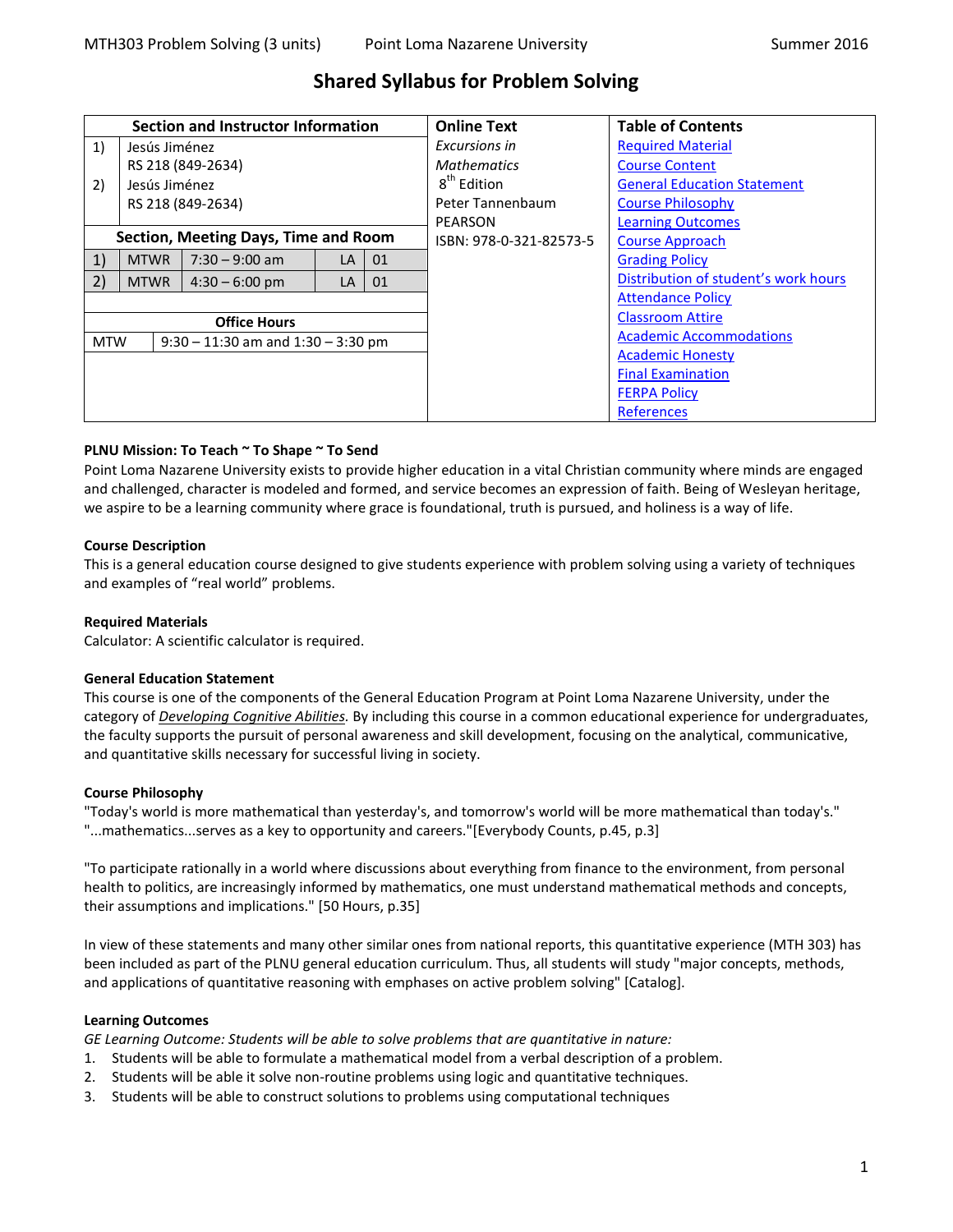# Shared Syllabus for Problem Solving

| Section and Instructor Information | | | | | Online Text | Table of Contents |
|---|---|---|---|---|---|---|
| 1) | Jesús Jiménez<br>RS 218 (849-2634) | | | | *Excursions in Mathematics*<br>8th Edition<br>Peter Tannenbaum<br>PEARSON<br>ISBN: 978-0-321-82573-5 | Required Material<br>Course Content<br>General Education Statement<br>Course Philosophy<br>Learning Outcomes<br>Course Approach<br>Grading Policy<br>Distribution of student's work hours<br>Attendance Policy<br>Classroom Attire<br>Academic Accommodations<br>Academic Honesty<br>Final Examination<br>FERPA Policy<br>References |
| 2) | Jesús Jiménez<br>RS 218 (849-2634) | | | | | |
| **Section, Meeting Days, Time and Room** | | | | | | |
| 1) | MTWR | 7:30 – 9:00 am | LA | 01 | | |
| 2) | MTWR | 4:30 – 6:00 pm | LA | 01 | | |
| **Office Hours** | | | | | | |
| MTW | 9:30 – 11:30 am and 1:30 – 3:30 pm | | | | | |

**PLNU Mission: To Teach ~ To Shape ~ To Send**

Point Loma Nazarene University exists to provide higher education in a vital Christian community where minds are engaged and challenged, character is modeled and formed, and service becomes an expression of faith. Being of Wesleyan heritage, we aspire to be a learning community where grace is foundational, truth is pursued, and holiness is a way of life.

**Course Description**

This is a general education course designed to give students experience with problem solving using a variety of techniques and examples of "real world" problems.

**Required Materials**

Calculator: A scientific calculator is required.

**General Education Statement**

This course is one of the components of the General Education Program at Point Loma Nazarene University, under the category of ***Developing Cognitive Abilities***. By including this course in a common educational experience for undergraduates, the faculty supports the pursuit of personal awareness and skill development, focusing on the analytical, communicative, and quantitative skills necessary for successful living in society.

**Course Philosophy**

"Today's world is more mathematical than yesterday's, and tomorrow's world will be more mathematical than today's." "...mathematics...serves as a key to opportunity and careers."[Everybody Counts, p.45, p.3]

"To participate rationally in a world where discussions about everything from finance to the environment, from personal health to politics, are increasingly informed by mathematics, one must understand mathematical methods and concepts, their assumptions and implications." [50 Hours, p.35]

In view of these statements and many other similar ones from national reports, this quantitative experience (MTH 303) has been included as part of the PLNU general education curriculum. Thus, all students will study "major concepts, methods, and applications of quantitative reasoning with emphases on active problem solving" [Catalog].

**Learning Outcomes**

*GE Learning Outcome: Students will be able to solve problems that are quantitative in nature:*

1. Students will be able to formulate a mathematical model from a verbal description of a problem.
2. Students will be able it solve non-routine problems using logic and quantitative techniques.
3. Students will be able to construct solutions to problems using computational techniques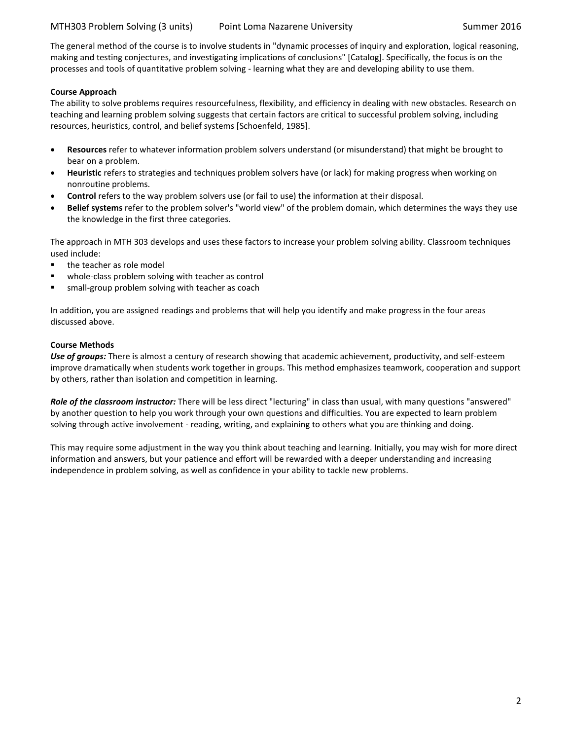The general method of the course is to involve students in "dynamic processes of inquiry and exploration, logical reasoning, making and testing conjectures, and investigating implications of conclusions" [Catalog]. Specifically, the focus is on the processes and tools of quantitative problem solving - learning what they are and developing ability to use them.

**Course Approach**

The ability to solve problems requires resourcefulness, flexibility, and efficiency in dealing with new obstacles. Research on teaching and learning problem solving suggests that certain factors are critical to successful problem solving, including resources, heuristics, control, and belief systems [Schoenfeld, 1985].

- **Resources** refer to whatever information problem solvers understand (or misunderstand) that might be brought to bear on a problem.
- **Heuristic** refers to strategies and techniques problem solvers have (or lack) for making progress when working on nonroutine problems.
- **Control** refers to the way problem solvers use (or fail to use) the information at their disposal.
- **Belief systems** refer to the problem solver's "world view" of the problem domain, which determines the ways they use the knowledge in the first three categories.

The approach in MTH 303 develops and uses these factors to increase your problem solving ability. Classroom techniques used include:

- the teacher as role model
- whole-class problem solving with teacher as control
- small-group problem solving with teacher as coach

In addition, you are assigned readings and problems that will help you identify and make progress in the four areas discussed above.

**Course Methods**

***Use of groups:*** There is almost a century of research showing that academic achievement, productivity, and self-esteem improve dramatically when students work together in groups. This method emphasizes teamwork, cooperation and support by others, rather than isolation and competition in learning.

***Role of the classroom instructor:*** There will be less direct "lecturing" in class than usual, with many questions "answered" by another question to help you work through your own questions and difficulties. You are expected to learn problem solving through active involvement - reading, writing, and explaining to others what you are thinking and doing.

This may require some adjustment in the way you think about teaching and learning. Initially, you may wish for more direct information and answers, but your patience and effort will be rewarded with a deeper understanding and increasing independence in problem solving, as well as confidence in your ability to tackle new problems.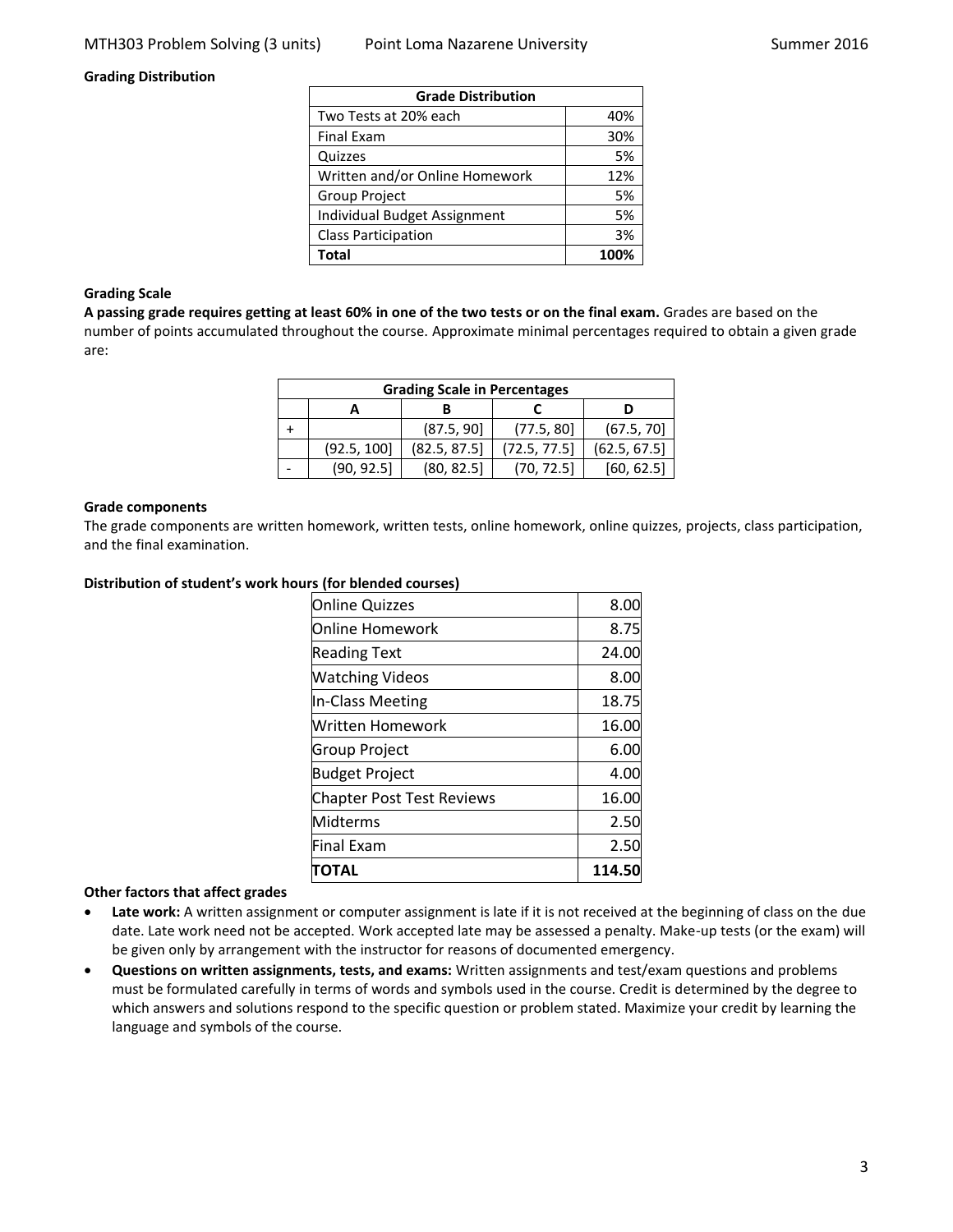**Grading Distribution**

| Grade Distribution | |
|---|---|
| Two Tests at 20% each | 40% |
| Final Exam | 30% |
| Quizzes | 5% |
| Written and/or Online Homework | 12% |
| Group Project | 5% |
| Individual Budget Assignment | 5% |
| Class Participation | 3% |
| **Total** | **100%** |

**Grading Scale**

**A passing grade requires getting at least 60% in one of the two tests or on the final exam.** Grades are based on the number of points accumulated throughout the course. Approximate minimal percentages required to obtain a given grade are:

| Grading Scale in Percentages | | | | |
|---|---|---|---|---|
| | A | B | C | D |
| + | | (87.5, 90] | (77.5, 80] | (67.5, 70] |
| | (92.5, 100] | (82.5, 87.5] | (72.5, 77.5] | (62.5, 67.5] |
| - | (90, 92.5] | (80, 82.5] | (70, 72.5] | [60, 62.5] |

**Grade components**

The grade components are written homework, written tests, online homework, online quizzes, projects, class participation, and the final examination.

**Distribution of student's work hours (for blended courses)**

| | |
|---|---|
| Online Quizzes | 8.00 |
| Online Homework | 8.75 |
| Reading Text | 24.00 |
| Watching Videos | 8.00 |
| In-Class Meeting | 18.75 |
| Written Homework | 16.00 |
| Group Project | 6.00 |
| Budget Project | 4.00 |
| Chapter Post Test Reviews | 16.00 |
| Midterms | 2.50 |
| Final Exam | 2.50 |
| **TOTAL** | **114.50** |

**Other factors that affect grades**

- **Late work:** A written assignment or computer assignment is late if it is not received at the beginning of class on the due date. Late work need not be accepted. Work accepted late may be assessed a penalty. Make-up tests (or the exam) will be given only by arrangement with the instructor for reasons of documented emergency.
- **Questions on written assignments, tests, and exams:** Written assignments and test/exam questions and problems must be formulated carefully in terms of words and symbols used in the course. Credit is determined by the degree to which answers and solutions respond to the specific question or problem stated. Maximize your credit by learning the language and symbols of the course.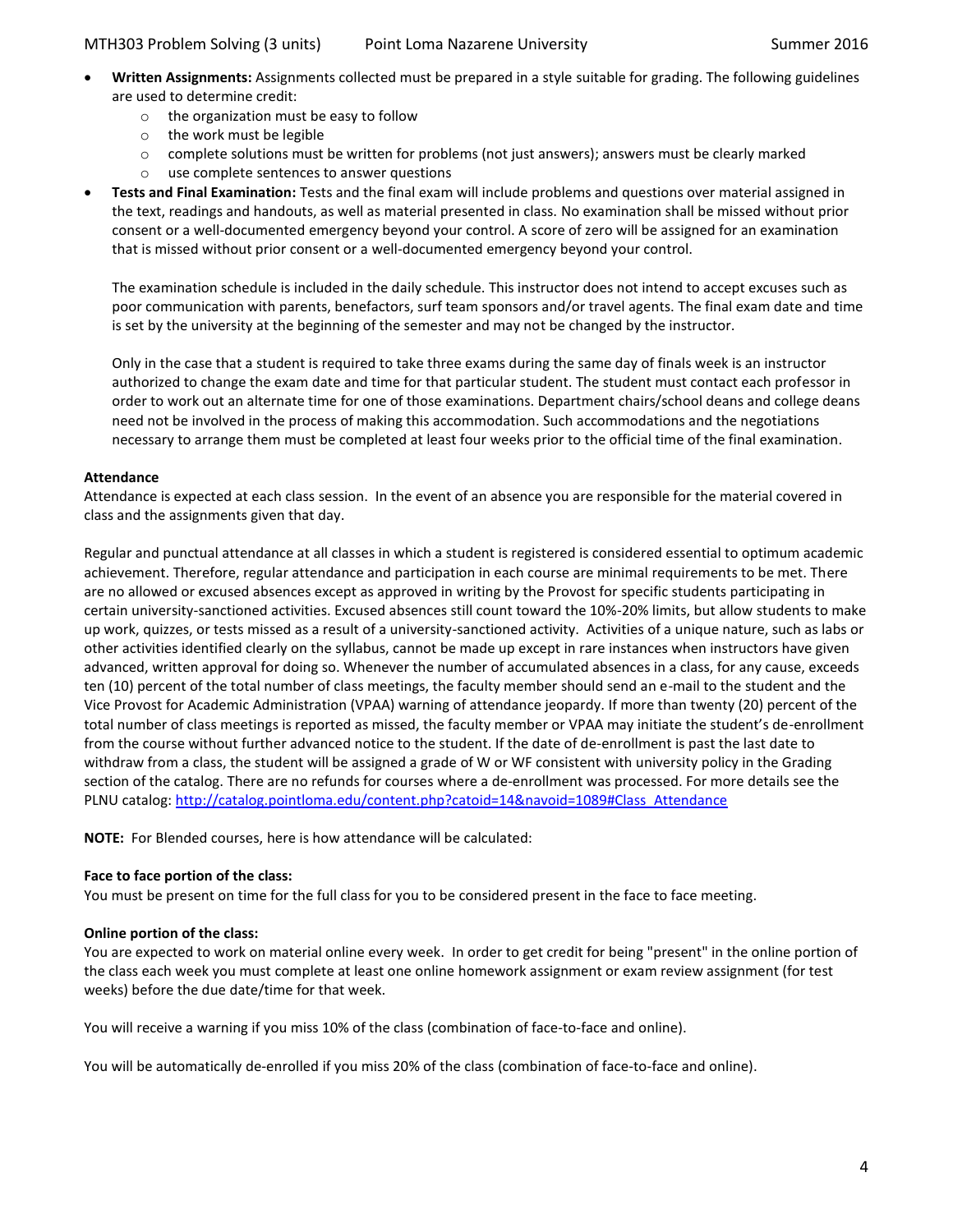- **Written Assignments:** Assignments collected must be prepared in a style suitable for grading. The following guidelines are used to determine credit:
    - the organization must be easy to follow
    - the work must be legible
    - complete solutions must be written for problems (not just answers); answers must be clearly marked
    - use complete sentences to answer questions
- **Tests and Final Examination:** Tests and the final exam will include problems and questions over material assigned in the text, readings and handouts, as well as material presented in class. No examination shall be missed without prior consent or a well-documented emergency beyond your control. A score of zero will be assigned for an examination that is missed without prior consent or a well-documented emergency beyond your control.

  The examination schedule is included in the daily schedule. This instructor does not intend to accept excuses such as poor communication with parents, benefactors, surf team sponsors and/or travel agents. The final exam date and time is set by the university at the beginning of the semester and may not be changed by the instructor.

  Only in the case that a student is required to take three exams during the same day of finals week is an instructor authorized to change the exam date and time for that particular student. The student must contact each professor in order to work out an alternate time for one of those examinations. Department chairs/school deans and college deans need not be involved in the process of making this accommodation. Such accommodations and the negotiations necessary to arrange them must be completed at least four weeks prior to the official time of the final examination.

**Attendance**

Attendance is expected at each class session. In the event of an absence you are responsible for the material covered in class and the assignments given that day.

Regular and punctual attendance at all classes in which a student is registered is considered essential to optimum academic achievement. Therefore, regular attendance and participation in each course are minimal requirements to be met. There are no allowed or excused absences except as approved in writing by the Provost for specific students participating in certain university-sanctioned activities. Excused absences still count toward the 10%-20% limits, but allow students to make up work, quizzes, or tests missed as a result of a university-sanctioned activity. Activities of a unique nature, such as labs or other activities identified clearly on the syllabus, cannot be made up except in rare instances when instructors have given advanced, written approval for doing so. Whenever the number of accumulated absences in a class, for any cause, exceeds ten (10) percent of the total number of class meetings, the faculty member should send an e-mail to the student and the Vice Provost for Academic Administration (VPAA) warning of attendance jeopardy. If more than twenty (20) percent of the total number of class meetings is reported as missed, the faculty member or VPAA may initiate the student's de-enrollment from the course without further advanced notice to the student. If the date of de-enrollment is past the last date to withdraw from a class, the student will be assigned a grade of W or WF consistent with university policy in the Grading section of the catalog. There are no refunds for courses where a de-enrollment was processed. For more details see the PLNU catalog: http://catalog.pointloma.edu/content.php?catoid=14&navoid=1089#Class_Attendance

**NOTE:** For Blended courses, here is how attendance will be calculated:

**Face to face portion of the class:**

You must be present on time for the full class for you to be considered present in the face to face meeting.

**Online portion of the class:**

You are expected to work on material online every week. In order to get credit for being "present" in the online portion of the class each week you must complete at least one online homework assignment or exam review assignment (for test weeks) before the due date/time for that week.

You will receive a warning if you miss 10% of the class (combination of face-to-face and online).

You will be automatically de-enrolled if you miss 20% of the class (combination of face-to-face and online).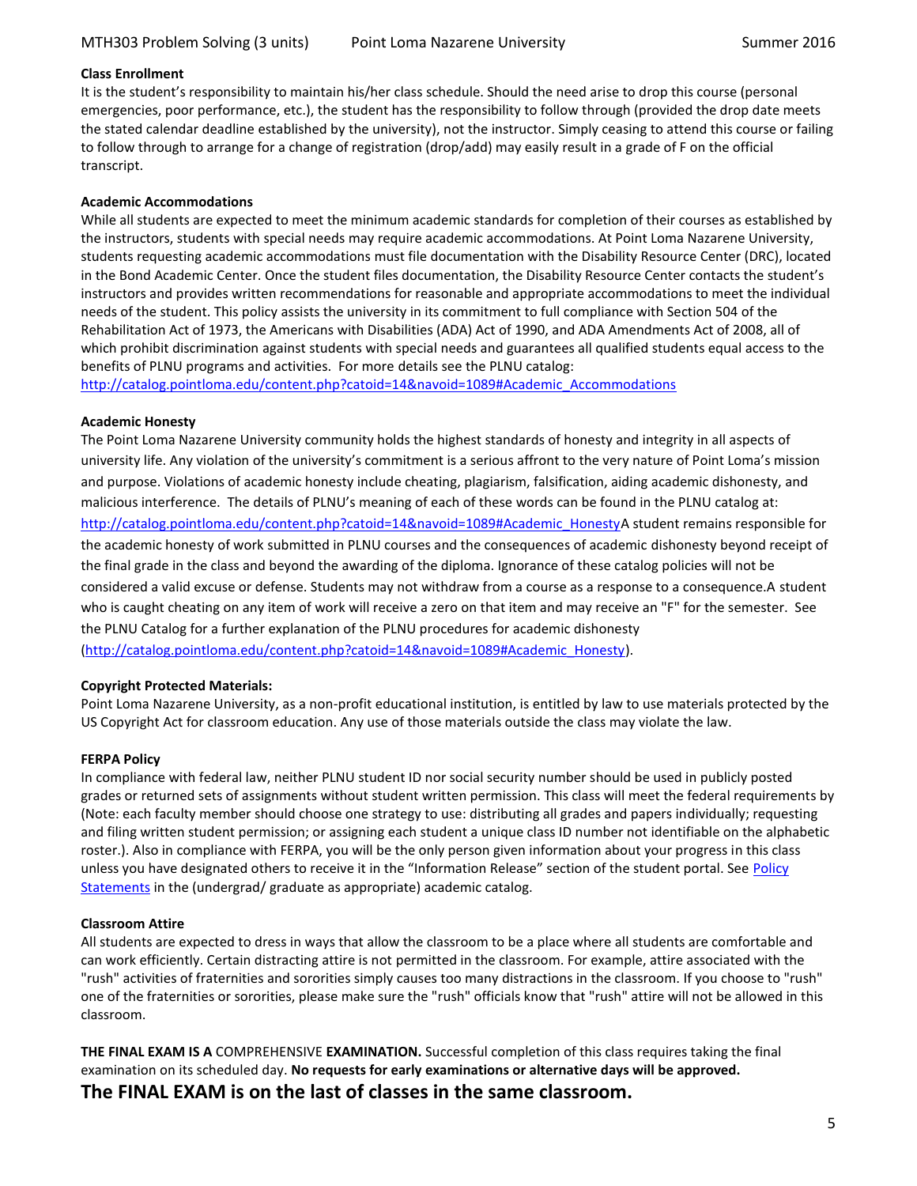**Class Enrollment**

It is the student's responsibility to maintain his/her class schedule. Should the need arise to drop this course (personal emergencies, poor performance, etc.), the student has the responsibility to follow through (provided the drop date meets the stated calendar deadline established by the university), not the instructor. Simply ceasing to attend this course or failing to follow through to arrange for a change of registration (drop/add) may easily result in a grade of F on the official transcript.

**Academic Accommodations**

While all students are expected to meet the minimum academic standards for completion of their courses as established by the instructors, students with special needs may require academic accommodations. At Point Loma Nazarene University, students requesting academic accommodations must file documentation with the Disability Resource Center (DRC), located in the Bond Academic Center. Once the student files documentation, the Disability Resource Center contacts the student's instructors and provides written recommendations for reasonable and appropriate accommodations to meet the individual needs of the student. This policy assists the university in its commitment to full compliance with Section 504 of the Rehabilitation Act of 1973, the Americans with Disabilities (ADA) Act of 1990, and ADA Amendments Act of 2008, all of which prohibit discrimination against students with special needs and guarantees all qualified students equal access to the benefits of PLNU programs and activities. For more details see the PLNU catalog:
http://catalog.pointloma.edu/content.php?catoid=14&navoid=1089#Academic_Accommodations

**Academic Honesty**

The Point Loma Nazarene University community holds the highest standards of honesty and integrity in all aspects of university life. Any violation of the university's commitment is a serious affront to the very nature of Point Loma's mission and purpose. Violations of academic honesty include cheating, plagiarism, falsification, aiding academic dishonesty, and malicious interference. The details of PLNU's meaning of each of these words can be found in the PLNU catalog at: http://catalog.pointloma.edu/content.php?catoid=14&navoid=1089#Academic_HonestyA student remains responsible for the academic honesty of work submitted in PLNU courses and the consequences of academic dishonesty beyond receipt of the final grade in the class and beyond the awarding of the diploma. Ignorance of these catalog policies will not be considered a valid excuse or defense. Students may not withdraw from a course as a response to a consequence.A student who is caught cheating on any item of work will receive a zero on that item and may receive an "F" for the semester. See the PLNU Catalog for a further explanation of the PLNU procedures for academic dishonesty (http://catalog.pointloma.edu/content.php?catoid=14&navoid=1089#Academic_Honesty).

**Copyright Protected Materials:**

Point Loma Nazarene University, as a non-profit educational institution, is entitled by law to use materials protected by the US Copyright Act for classroom education. Any use of those materials outside the class may violate the law.

**FERPA Policy**

In compliance with federal law, neither PLNU student ID nor social security number should be used in publicly posted grades or returned sets of assignments without student written permission. This class will meet the federal requirements by (Note: each faculty member should choose one strategy to use: distributing all grades and papers individually; requesting and filing written student permission; or assigning each student a unique class ID number not identifiable on the alphabetic roster.). Also in compliance with FERPA, you will be the only person given information about your progress in this class unless you have designated others to receive it in the "Information Release" section of the student portal. See Policy Statements in the (undergrad/ graduate as appropriate) academic catalog.

**Classroom Attire**

All students are expected to dress in ways that allow the classroom to be a place where all students are comfortable and can work efficiently. Certain distracting attire is not permitted in the classroom. For example, attire associated with the "rush" activities of fraternities and sororities simply causes too many distractions in the classroom. If you choose to "rush" one of the fraternities or sororities, please make sure the "rush" officials know that "rush" attire will not be allowed in this classroom.

**THE FINAL EXAM IS A** COMPREHENSIVE **EXAMINATION.** Successful completion of this class requires taking the final examination on its scheduled day. **No requests for early examinations or alternative days will be approved.**

**The FINAL EXAM is on the last of classes in the same classroom.**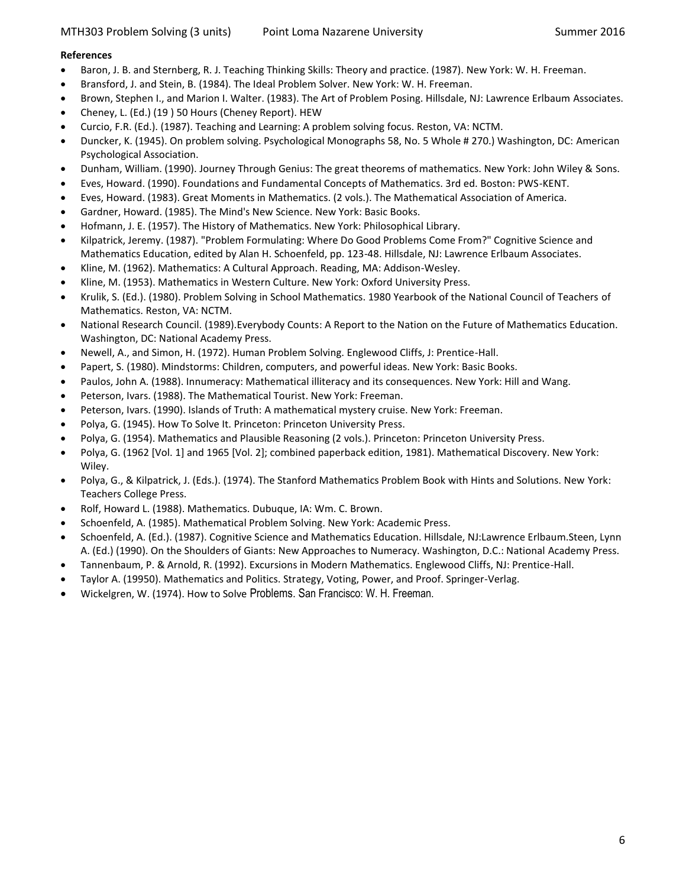**References**

- Baron, J. B. and Sternberg, R. J. Teaching Thinking Skills: Theory and practice. (1987). New York: W. H. Freeman.
- Bransford, J. and Stein, B. (1984). The Ideal Problem Solver. New York: W. H. Freeman.
- Brown, Stephen I., and Marion I. Walter. (1983). The Art of Problem Posing. Hillsdale, NJ: Lawrence Erlbaum Associates.
- Cheney, L. (Ed.) (19 ) 50 Hours (Cheney Report). HEW
- Curcio, F.R. (Ed.). (1987). Teaching and Learning: A problem solving focus. Reston, VA: NCTM.
- Duncker, K. (1945). On problem solving. Psychological Monographs 58, No. 5 Whole # 270.) Washington, DC: American Psychological Association.
- Dunham, William. (1990). Journey Through Genius: The great theorems of mathematics. New York: John Wiley & Sons.
- Eves, Howard. (1990). Foundations and Fundamental Concepts of Mathematics. 3rd ed. Boston: PWS-KENT.
- Eves, Howard. (1983). Great Moments in Mathematics. (2 vols.). The Mathematical Association of America.
- Gardner, Howard. (1985). The Mind's New Science. New York: Basic Books.
- Hofmann, J. E. (1957). The History of Mathematics. New York: Philosophical Library.
- Kilpatrick, Jeremy. (1987). "Problem Formulating: Where Do Good Problems Come From?" Cognitive Science and Mathematics Education, edited by Alan H. Schoenfeld, pp. 123-48. Hillsdale, NJ: Lawrence Erlbaum Associates.
- Kline, M. (1962). Mathematics: A Cultural Approach. Reading, MA: Addison-Wesley.
- Kline, M. (1953). Mathematics in Western Culture. New York: Oxford University Press.
- Krulik, S. (Ed.). (1980). Problem Solving in School Mathematics. 1980 Yearbook of the National Council of Teachers of Mathematics. Reston, VA: NCTM.
- National Research Council. (1989).Everybody Counts: A Report to the Nation on the Future of Mathematics Education. Washington, DC: National Academy Press.
- Newell, A., and Simon, H. (1972). Human Problem Solving. Englewood Cliffs, J: Prentice-Hall.
- Papert, S. (1980). Mindstorms: Children, computers, and powerful ideas. New York: Basic Books.
- Paulos, John A. (1988). Innumeracy: Mathematical illiteracy and its consequences. New York: Hill and Wang.
- Peterson, Ivars. (1988). The Mathematical Tourist. New York: Freeman.
- Peterson, Ivars. (1990). Islands of Truth: A mathematical mystery cruise. New York: Freeman.
- Polya, G. (1945). How To Solve It. Princeton: Princeton University Press.
- Polya, G. (1954). Mathematics and Plausible Reasoning (2 vols.). Princeton: Princeton University Press.
- Polya, G. (1962 [Vol. 1] and 1965 [Vol. 2]; combined paperback edition, 1981). Mathematical Discovery. New York: Wiley.
- Polya, G., & Kilpatrick, J. (Eds.). (1974). The Stanford Mathematics Problem Book with Hints and Solutions. New York: Teachers College Press.
- Rolf, Howard L. (1988). Mathematics. Dubuque, IA: Wm. C. Brown.
- Schoenfeld, A. (1985). Mathematical Problem Solving. New York: Academic Press.
- Schoenfeld, A. (Ed.). (1987). Cognitive Science and Mathematics Education. Hillsdale, NJ:Lawrence Erlbaum.Steen, Lynn A. (Ed.) (1990). On the Shoulders of Giants: New Approaches to Numeracy. Washington, D.C.: National Academy Press.
- Tannenbaum, P. & Arnold, R. (1992). Excursions in Modern Mathematics. Englewood Cliffs, NJ: Prentice-Hall.
- Taylor A. (19950). Mathematics and Politics. Strategy, Voting, Power, and Proof. Springer-Verlag.
- Wickelgren, W. (1974). How to Solve Problems. San Francisco: W. H. Freeman.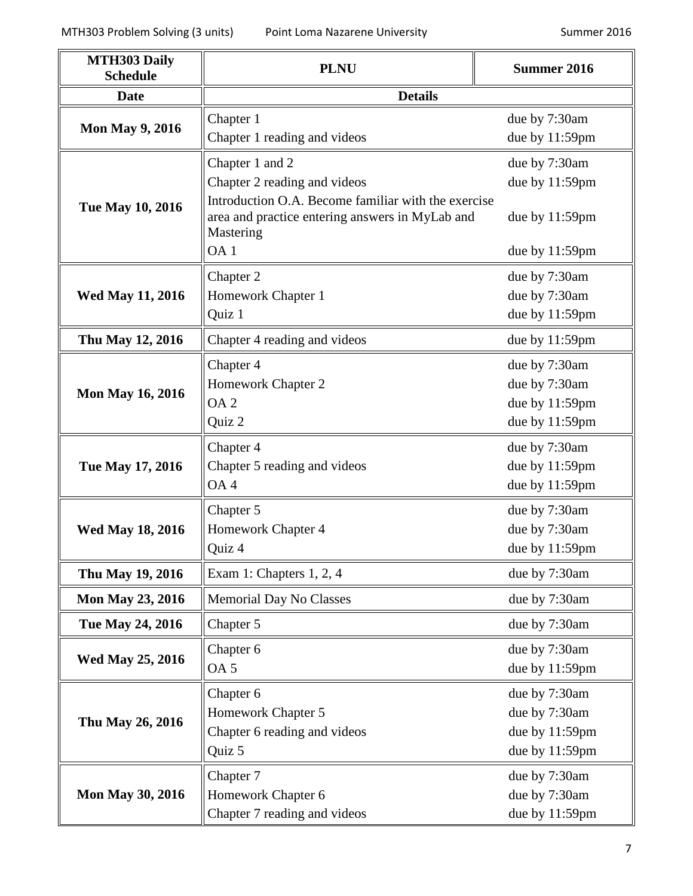| MTH303 Daily Schedule | PLNU | Summer 2016 |
|---|---|---|
| **Date** | **Details** | |
| **Mon May 9, 2016** | Chapter 1<br>Chapter 1 reading and videos | due by 7:30am<br>due by 11:59pm |
| **Tue May 10, 2016** | Chapter 1 and 2<br>Chapter 2 reading and videos<br>Introduction O.A. Become familiar with the exercise area and practice entering answers in MyLab and Mastering<br>OA 1 | due by 7:30am<br>due by 11:59pm<br>due by 11:59pm<br>due by 11:59pm |
| **Wed May 11, 2016** | Chapter 2<br>Homework Chapter 1<br>Quiz 1 | due by 7:30am<br>due by 7:30am<br>due by 11:59pm |
| **Thu May 12, 2016** | Chapter 4 reading and videos | due by 11:59pm |
| **Mon May 16, 2016** | Chapter 4<br>Homework Chapter 2<br>OA 2<br>Quiz 2 | due by 7:30am<br>due by 7:30am<br>due by 11:59pm<br>due by 11:59pm |
| **Tue May 17, 2016** | Chapter 4<br>Chapter 5 reading and videos<br>OA 4 | due by 7:30am<br>due by 11:59pm<br>due by 11:59pm |
| **Wed May 18, 2016** | Chapter 5<br>Homework Chapter 4<br>Quiz 4 | due by 7:30am<br>due by 7:30am<br>due by 11:59pm |
| **Thu May 19, 2016** | Exam 1: Chapters 1, 2, 4 | due by 7:30am |
| **Mon May 23, 2016** | Memorial Day No Classes | due by 7:30am |
| **Tue May 24, 2016** | Chapter 5 | due by 7:30am |
| **Wed May 25, 2016** | Chapter 6<br>OA 5 | due by 7:30am<br>due by 11:59pm |
| **Thu May 26, 2016** | Chapter 6<br>Homework Chapter 5<br>Chapter 6 reading and videos<br>Quiz 5 | due by 7:30am<br>due by 7:30am<br>due by 11:59pm<br>due by 11:59pm |
| **Mon May 30, 2016** | Chapter 7<br>Homework Chapter 6<br>Chapter 7 reading and videos | due by 7:30am<br>due by 7:30am<br>due by 11:59pm |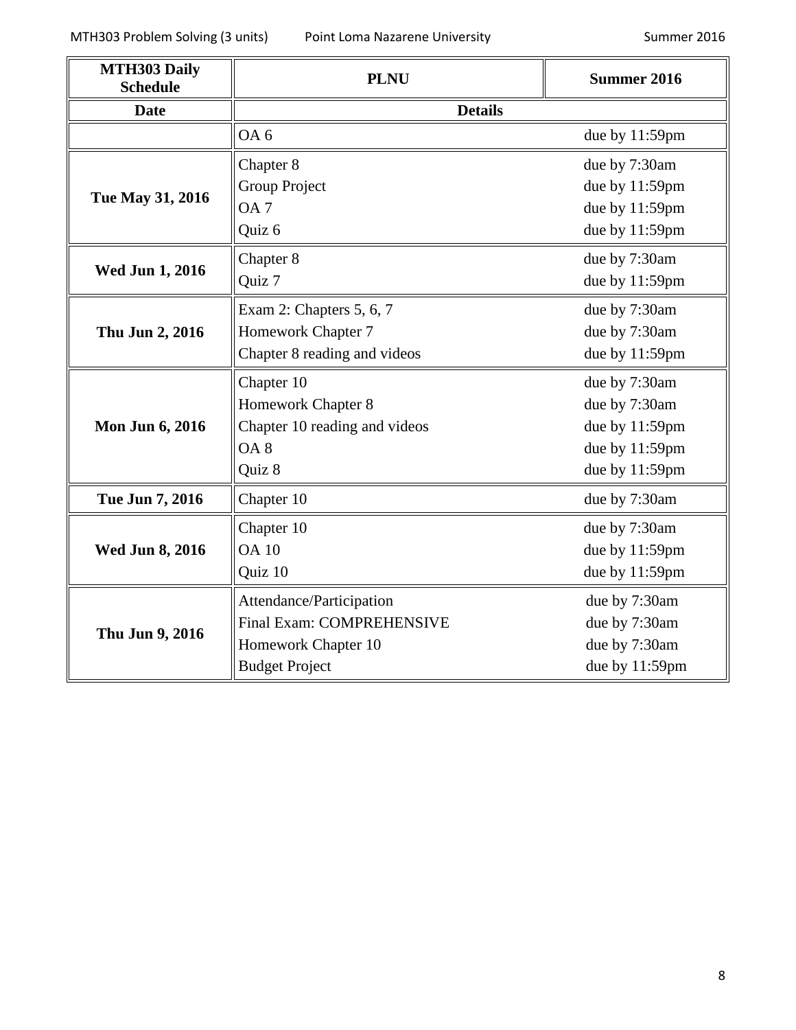| MTH303 Daily Schedule | PLNU | Summer 2016 |
|---|---|---|
| **Date** | **Details** | |
| | OA 6 | due by 11:59pm |
| **Tue May 31, 2016** | Chapter 8<br>Group Project<br>OA 7<br>Quiz 6 | due by 7:30am<br>due by 11:59pm<br>due by 11:59pm<br>due by 11:59pm |
| **Wed Jun 1, 2016** | Chapter 8<br>Quiz 7 | due by 7:30am<br>due by 11:59pm |
| **Thu Jun 2, 2016** | Exam 2: Chapters 5, 6, 7<br>Homework Chapter 7<br>Chapter 8 reading and videos | due by 7:30am<br>due by 7:30am<br>due by 11:59pm |
| **Mon Jun 6, 2016** | Chapter 10<br>Homework Chapter 8<br>Chapter 10 reading and videos<br>OA 8<br>Quiz 8 | due by 7:30am<br>due by 7:30am<br>due by 11:59pm<br>due by 11:59pm<br>due by 11:59pm |
| **Tue Jun 7, 2016** | Chapter 10 | due by 7:30am |
| **Wed Jun 8, 2016** | Chapter 10<br>OA 10<br>Quiz 10 | due by 7:30am<br>due by 11:59pm<br>due by 11:59pm |
| **Thu Jun 9, 2016** | Attendance/Participation<br>Final Exam: COMPREHENSIVE<br>Homework Chapter 10<br>Budget Project | due by 7:30am<br>due by 7:30am<br>due by 7:30am<br>due by 11:59pm |